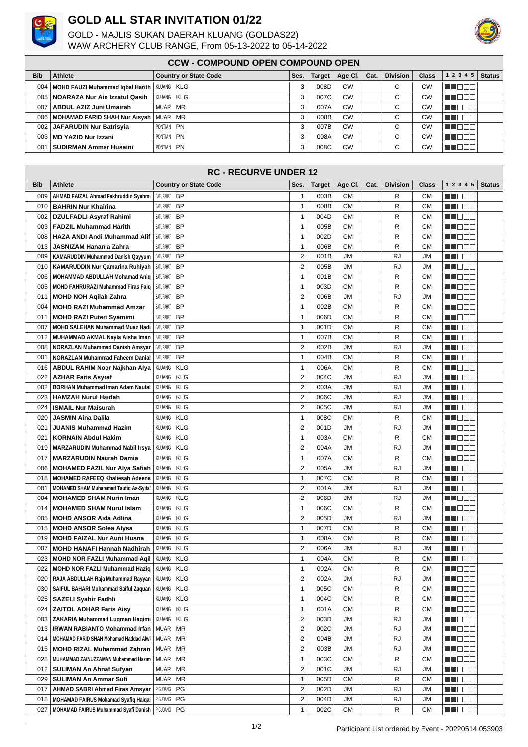# GOLD ALL STAR INVITATION 01/22

GOLD - MAJLIS SUKAN DAERAH KLUANG (GOLDAS22)
WAW ARCHERY CLUB RANGE, From 05-13-2022 to 05-14-2022

## CCW - COMPOUND OPEN COMPOUND OPEN

| Bib | Athlete | Country or State Code | Ses. | Target | Age Cl. | Cat. | Division | Class | 1 2 3 4 5 | Status |
|---|---|---|---|---|---|---|---|---|---|---|
| 004 | MOHD FAUZI Muhammad Iqbal Harith | KLUANG KLG | 3 | 008D | CW | | C | CW | | |
| 005 | NOARAZA Nur Ain Izzatul Qasih | KLUANG KLG | 3 | 007C | CW | | C | CW | | |
| 007 | ABDUL AZIZ Juni Umairah | MUAR MR | 3 | 007A | CW | | C | CW | | |
| 006 | MOHAMAD FARID SHAH Nur Aisyah | MUAR MR | 3 | 008B | CW | | C | CW | | |
| 002 | JAFARUDIN Nur Batrisyia | PONTIAN PN | 3 | 007B | CW | | C | CW | | |
| 003 | MD YAZID Nur Izzani | PONTIAN PN | 3 | 008A | CW | | C | CW | | |
| 001 | SUDIRMAN Ammar Husaini | PONTIAN PN | 3 | 008C | CW | | C | CW | | |

## RC - RECURVE UNDER 12

| Bib | Athlete | Country or State Code | Ses. | Target | Age Cl. | Cat. | Division | Class | 1 2 3 4 5 | Status |
|---|---|---|---|---|---|---|---|---|---|---|
| 009 | AHMAD FAIZAL Ahmad Fakhruddin Syahmi | BATUPAHAT BP | 1 | 003B | CM | | R | CM | | |
| 010 | BAHRIN Nur Khairina | BATUPAHAT BP | 1 | 008B | CM | | R | CM | | |
| 002 | DZULFADLI Asyraf Rahimi | BATUPAHAT BP | 1 | 004D | CM | | R | CM | | |
| 003 | FADZIL Muhammad Harith | BATUPAHAT BP | 1 | 005B | CM | | R | CM | | |
| 008 | HAZA ANDI Andi Muhammad Alif | BATUPAHAT BP | 1 | 002D | CM | | R | CM | | |
| 013 | JASNIZAM Hanania Zahra | BATUPAHAT BP | 1 | 006B | CM | | R | CM | | |
| 009 | KAMARUDDIN Muhammad Danish Qayyum | BATUPAHAT BP | 2 | 001B | JM | | RJ | JM | | |
| 010 | KAMARUDDIN Nur Qamarina Ruhiyah | BATUPAHAT BP | 2 | 005B | JM | | RJ | JM | | |
| 006 | MOHAMMAD ABDULLAH Mohamad Aniq | BATUPAHAT BP | 1 | 001B | CM | | R | CM | | |
| 005 | MOHD FAHRURAZI Muhammad Firas Faiq | BATUPAHAT BP | 1 | 003D | CM | | R | CM | | |
| 011 | MOHD NOH Aqilah Zahra | BATUPAHAT BP | 2 | 006B | JM | | RJ | JM | | |
| 004 | MOHD RAZI Muhammad Amzar | BATUPAHAT BP | 1 | 002B | CM | | R | CM | | |
| 011 | MOHD RAZI Puteri Syamimi | BATUPAHAT BP | 1 | 006D | CM | | R | CM | | |
| 007 | MOHD SALEHAN Muhammad Muaz Hadi | BATUPAHAT BP | 1 | 001D | CM | | R | CM | | |
| 012 | MUHAMMAD AKMAL Nayla Aisha Iman | BATUPAHAT BP | 1 | 007B | CM | | R | CM | | |
| 008 | NORAZLAN Muhammad Danish Amsyar | BATUPAHAT BP | 2 | 002B | JM | | RJ | JM | | |
| 001 | NORAZLAN Muhammad Faheem Danial | BATUPAHAT BP | 1 | 004B | CM | | R | CM | | |
| 016 | ABDUL RAHIM Noor Najkhan Alya | KLUANG KLG | 1 | 006A | CM | | R | CM | | |
| 022 | AZHAR Faris Asyraf | KLUANG KLG | 2 | 004C | JM | | RJ | JM | | |
| 002 | BORHAN Muhammad Iman Adam Naufal | KLUANG KLG | 2 | 003A | JM | | RJ | JM | | |
| 023 | HAMZAH Nurul Haidah | KLUANG KLG | 2 | 006C | JM | | RJ | JM | | |
| 024 | ISMAIL Nur Maisurah | KLUANG KLG | 2 | 005C | JM | | RJ | JM | | |
| 020 | JASMIN Aina Dalila | KLUANG KLG | 1 | 008C | CM | | R | CM | | |
| 021 | JUANIS Muhammad Hazim | KLUANG KLG | 2 | 001D | JM | | RJ | JM | | |
| 021 | KORNAIN Abdul Hakim | KLUANG KLG | 1 | 003A | CM | | R | CM | | |
| 019 | MARZARUDIN Muhammad Nabil Irsya | KLUANG KLG | 2 | 004A | JM | | RJ | JM | | |
| 017 | MARZARUDIN Naurah Damia | KLUANG KLG | 1 | 007A | CM | | R | CM | | |
| 006 | MOHAMED FAZIL Nur Alya Safiah | KLUANG KLG | 2 | 005A | JM | | RJ | JM | | |
| 018 | MOHAMED RAFEEQ Khaliesah Adeena | KLUANG KLG | 1 | 007C | CM | | R | CM | | |
| 001 | MOHAMED SHAM Muhammad Taufiq As-Syifa' | KLUANG KLG | 2 | 001A | JM | | RJ | JM | | |
| 004 | MOHAMED SHAM Nurin Iman | KLUANG KLG | 2 | 006D | JM | | RJ | JM | | |
| 014 | MOHAMED SHAM Nurul Islam | KLUANG KLG | 1 | 006C | CM | | R | CM | | |
| 005 | MOHD ANSOR Aida Adlina | KLUANG KLG | 2 | 005D | JM | | RJ | JM | | |
| 015 | MOHD ANSOR Sofea Alysa | KLUANG KLG | 1 | 007D | CM | | R | CM | | |
| 019 | MOHD FAIZAL Nur Auni Husna | KLUANG KLG | 1 | 008A | CM | | R | CM | | |
| 007 | MOHD HANAFI Hannah Nadhirah | KLUANG KLG | 2 | 006A | JM | | RJ | JM | | |
| 023 | MOHD NOR FAZLI Muhammad Aqil | KLUANG KLG | 1 | 004A | CM | | R | CM | | |
| 022 | MOHD NOR FAZLI Muhammad Haziq | KLUANG KLG | 1 | 002A | CM | | R | CM | | |
| 020 | RAJA ABDULLAH Raja Muhammad Rayyan | KLUANG KLG | 2 | 002A | JM | | RJ | JM | | |
| 030 | SAIFUL BAHARI Muhammad Saiful Zaquan | KLUANG KLG | 1 | 005C | CM | | R | CM | | |
| 025 | SAZELI Syahir Fadhli | KLUANG KLG | 1 | 004C | CM | | R | CM | | |
| 024 | ZAITOL ADHAR Faris Aisy | KLUANG KLG | 1 | 001A | CM | | R | CM | | |
| 003 | ZAKARIA Muhammad Luqman Haqimi | KLUANG KLG | 2 | 003D | JM | | RJ | JM | | |
| 013 | IRWAN RABIANTO Mohammad Irfan | MUAR MR | 2 | 002C | JM | | RJ | JM | | |
| 014 | MOHAMAD FARID SHAH Mohamad Haddad Alwi | MUAR MR | 2 | 004B | JM | | RJ | JM | | |
| 015 | MOHD RIZAL Muhammad Zahran | MUAR MR | 2 | 003B | JM | | RJ | JM | | |
| 028 | MUHAMMAD ZAINUZZAMAN Muhammad Hazim | MUAR MR | 1 | 003C | CM | | R | CM | | |
| 012 | SULIMAN An Ahnaf Sufyan | MUAR MR | 2 | 001C | JM | | RJ | JM | | |
| 029 | SULIMAN An Ammar Sufi | MUAR MR | 1 | 005D | CM | | R | CM | | |
| 017 | AHMAD SABRI Ahmad Firas Amsyar | P.GUDANG PG | 2 | 002D | JM | | RJ | JM | | |
| 018 | MOHAMAD FAIRUS Mohamad Syafiq Haiqal | P.GUDANG PG | 2 | 004D | JM | | RJ | JM | | |
| 027 | MOHAMAD FAIRUS Muhammad Syafi Danish | P.GUDANG PG | 1 | 002C | CM | | R | CM | | |

Participant List ordered by Event - 20220514.053903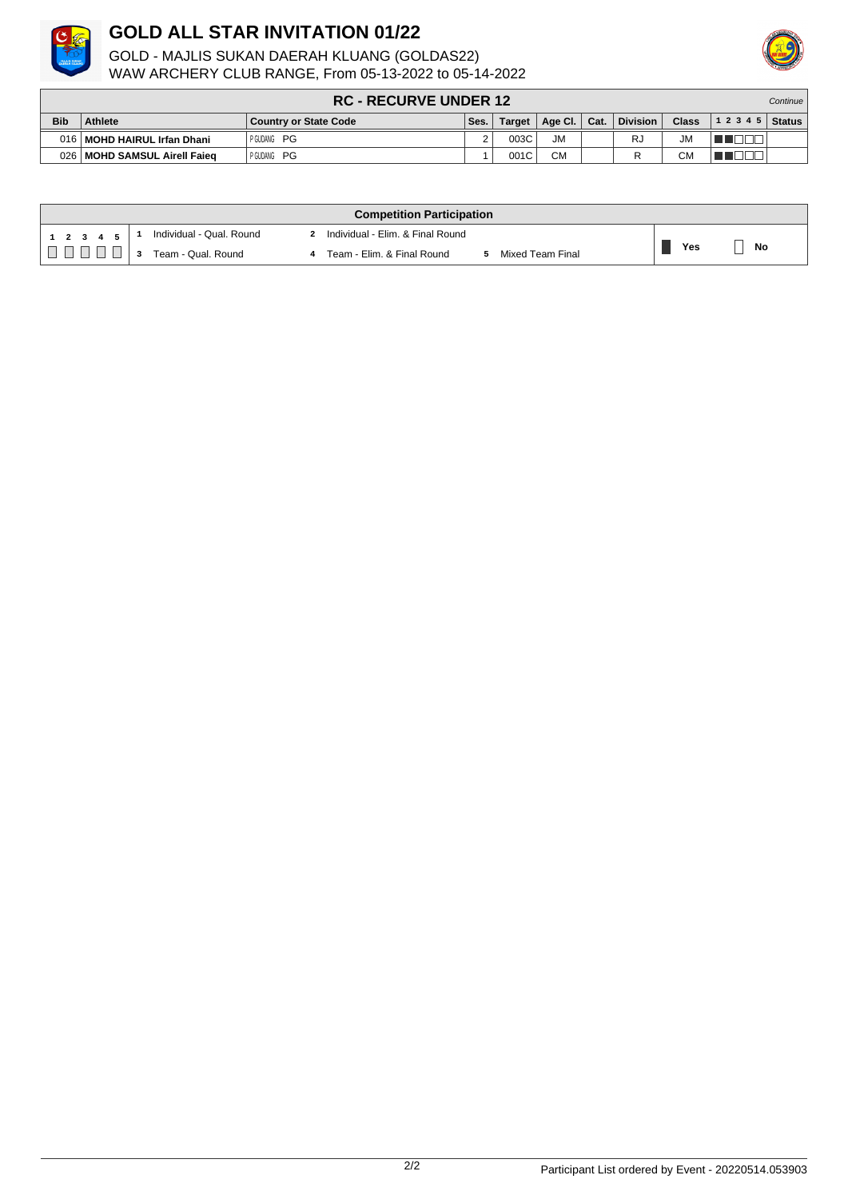# GOLD ALL STAR INVITATION 01/22

GOLD - MAJLIS SUKAN DAERAH KLUANG (GOLDAS22)
WAW ARCHERY CLUB RANGE, From 05-13-2022 to 05-14-2022

## RC - RECURVE UNDER 12

*Continue*

| Bib | Athlete | Country or State Code | Ses. | Target | Age Cl. | Cat. | Division | Class | 1 2 3 4 5 | Status |
|---|---|---|---|---|---|---|---|---|---|---|
| 016 | **MOHD HAIRUL Irfan Dhani** | PGUDANG PG | 2 | 003C | JM | | RJ | JM | ■■□□□ | |
| 026 | **MOHD SAMSUL Airell Faieq** | PGUDANG PG | 1 | 001C | CM | | R | CM | ■■□□□ | |

**Competition Participation**

| 1 2 3 4 5 | | | | |
|---|---|---|---|---|
| | 1 Individual - Qual. Round | 2 Individual - Elim. & Final Round | | ■ Yes □ No |
| | 3 Team - Qual. Round | 4 Team - Elim. & Final Round | 5 Mixed Team Final | |

Participant List ordered by Event - 20220514.053903